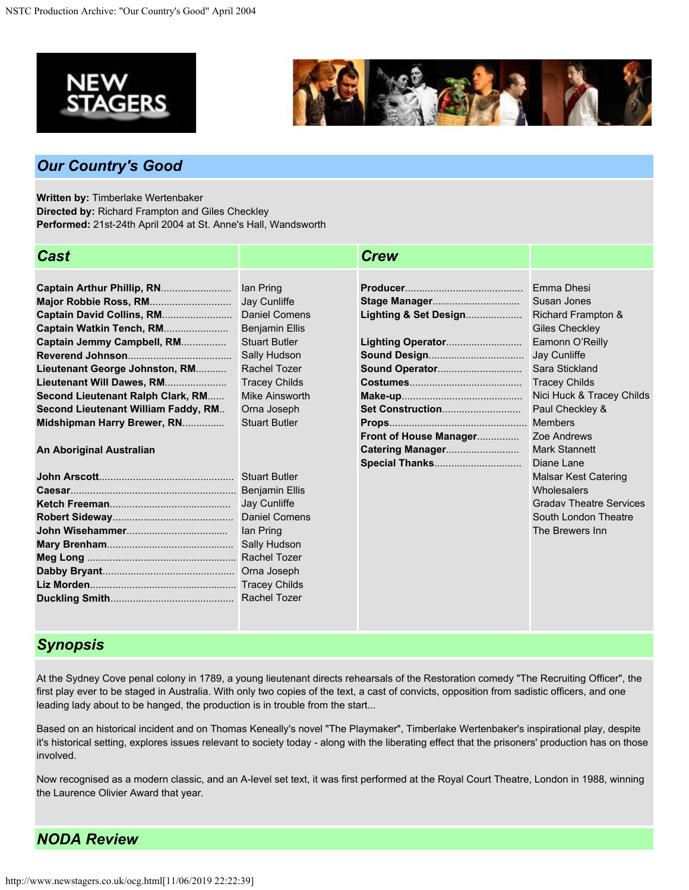NEW STAGERS

## Our Country's Good

**Written by:** Timberlake Wertenbaker
**Directed by:** Richard Frampton and Giles Checkley
**Performed:** 21st-24th April 2004 at St. Anne's Hall, Wandsworth

## Cast

| | |
|---|---|
| **Captain Arthur Phillip, RN** | Ian Pring |
| **Major Robbie Ross, RM** | Jay Cunliffe |
| **Captain David Collins, RM** | Daniel Comens |
| **Captain Watkin Tench, RM** | Benjamin Ellis |
| **Captain Jemmy Campbell, RM** | Stuart Butler |
| **Reverend Johnson** | Sally Hudson |
| **Lieutenant George Johnston, RM** | Rachel Tozer |
| **Lieutenant Will Dawes, RM** | Tracey Childs |
| **Second Lieutenant Ralph Clark, RM** | Mike Ainsworth |
| **Second Lieutenant William Faddy, RM** | Orna Joseph |
| **Midshipman Harry Brewer, RN** | Stuart Butler |
| **An Aboriginal Australian** | |
| **John Arscott** | Stuart Butler |
| **Caesar** | Benjamin Ellis |
| **Ketch Freeman** | Jay Cunliffe |
| **Robert Sideway** | Daniel Comens |
| **John Wisehammer** | Ian Pring |
| **Mary Brenham** | Sally Hudson |
| **Meg Long** | Rachel Tozer |
| **Dabby Bryant** | Orna Joseph |
| **Liz Morden** | Tracey Childs |
| **Duckling Smith** | Rachel Tozer |

## Crew

| | |
|---|---|
| **Producer** | Emma Dhesi |
| **Stage Manager** | Susan Jones |
| **Lighting & Set Design** | Richard Frampton & Giles Checkley |
| **Lighting Operator** | Eamonn O'Reilly |
| **Sound Design** | Jay Cunliffe |
| **Sound Operator** | Sara Stickland |
| **Costumes** | Tracey Childs |
| **Make-up** | Nici Huck & Tracey Childs |
| **Set Construction** | Paul Checkley & Members |
| **Props** | Zoe Andrews |
| **Front of House Manager** | Mark Stannett |
| **Catering Manager** | Diane Lane |
| **Special Thanks** | Malsar Kest Catering Wholesalers<br>Gradav Theatre Services<br>South London Theatre<br>The Brewers Inn |

## Synopsis

At the Sydney Cove penal colony in 1789, a young lieutenant directs rehearsals of the Restoration comedy "The Recruiting Officer", the first play ever to be staged in Australia. With only two copies of the text, a cast of convicts, opposition from sadistic officers, and one leading lady about to be hanged, the production is in trouble from the start...

Based on an historical incident and on Thomas Keneally's novel "The Playmaker", Timberlake Wertenbaker's inspirational play, despite it's historical setting, explores issues relevant to society today - along with the liberating effect that the prisoners' production has on those involved.

Now recognised as a modern classic, and an A-level set text, it was first performed at the Royal Court Theatre, London in 1988, winning the Laurence Olivier Award that year.

## NODA Review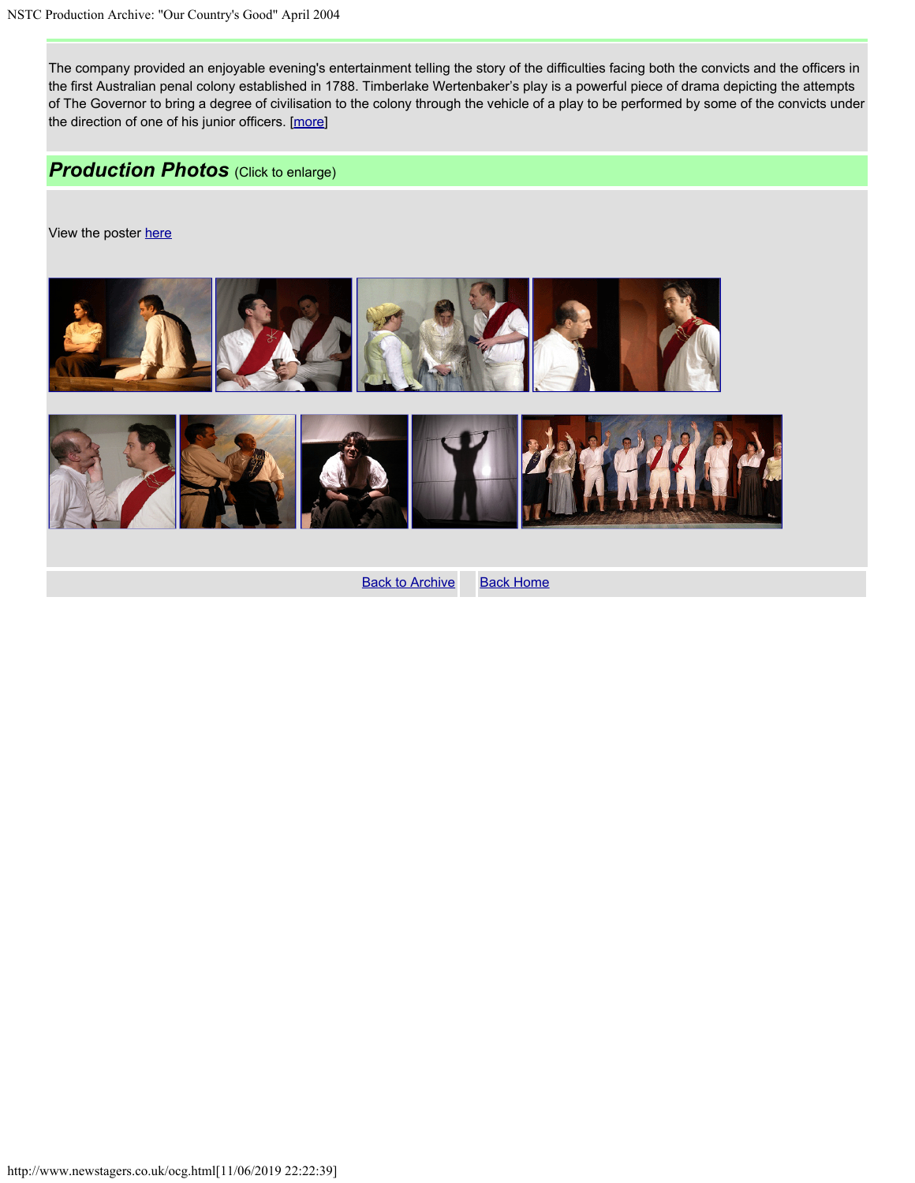The company provided an enjoyable evening's entertainment telling the story of the difficulties facing both the convicts and the officers in the first Australian penal colony established in 1788. Timberlake Wertenbaker's play is a powerful piece of drama depicting the attempts of The Governor to bring a degree of civilisation to the colony through the vehicle of a play to be performed by some of the convicts under the direction of one of his junior officers. [more]

## ***Production Photos*** (Click to enlarge)

View the poster here

Back to Archive | Back Home